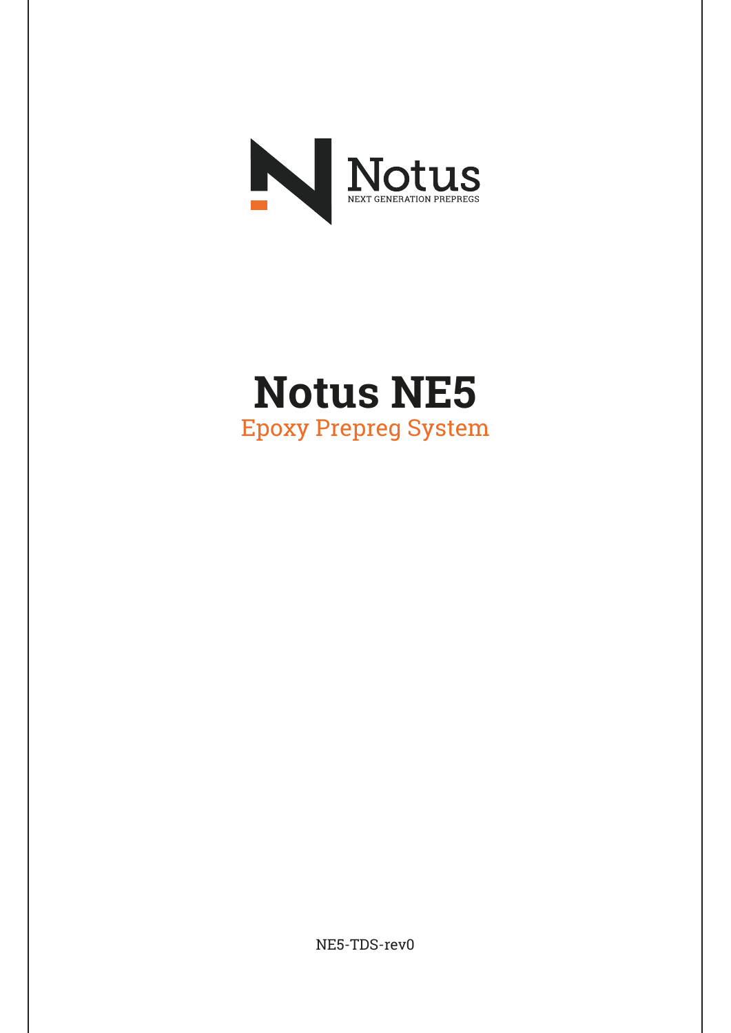Notus

NEXT GENERATION PREPREGS

# Notus NE5

## Epoxy Prepreg System

NE5-TDS-rev0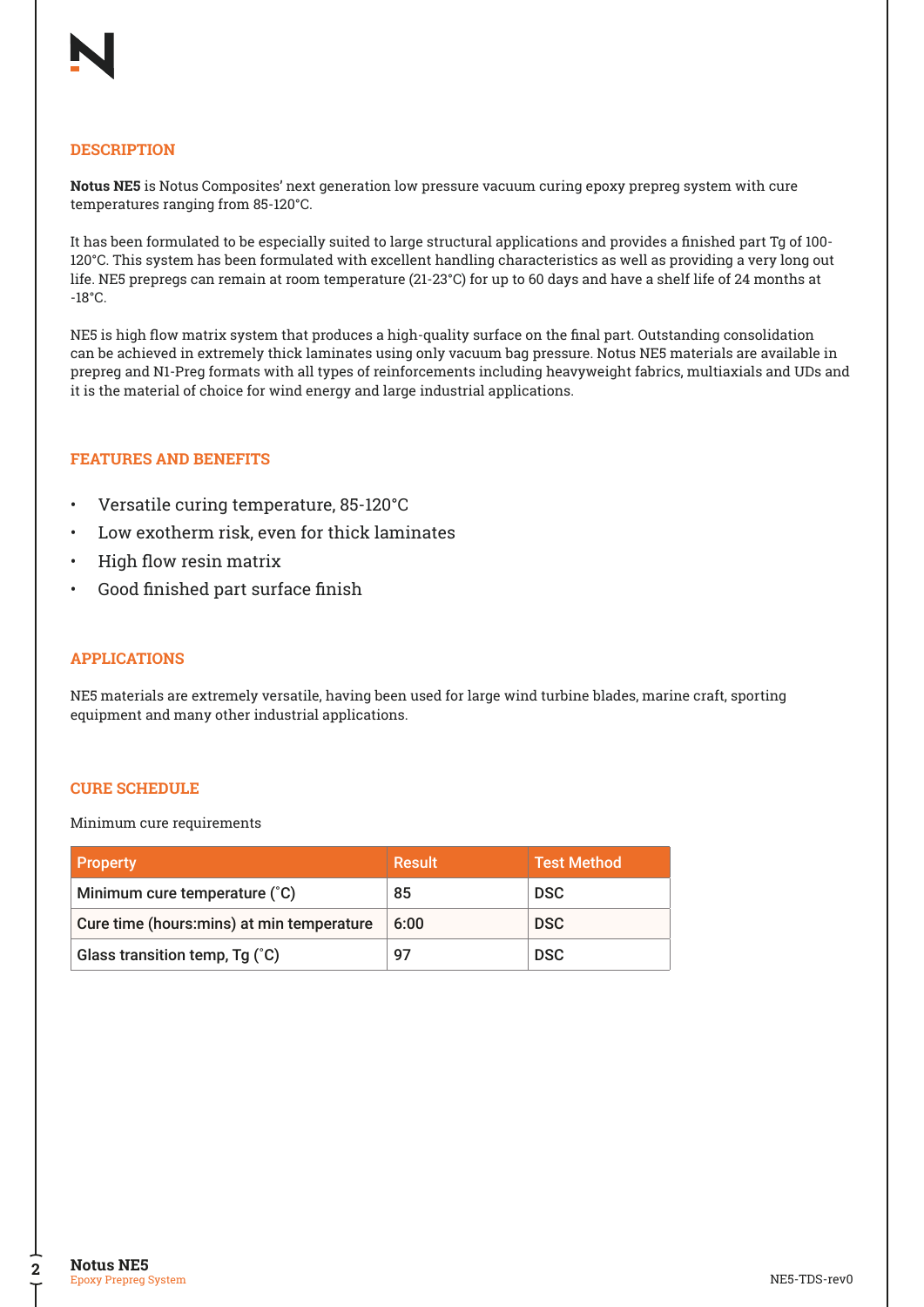## DESCRIPTION

**Notus NE5** is Notus Composites' next generation low pressure vacuum curing epoxy prepreg system with cure temperatures ranging from 85-120°C.

It has been formulated to be especially suited to large structural applications and provides a finished part Tg of 100-120°C. This system has been formulated with excellent handling characteristics as well as providing a very long out life. NE5 prepregs can remain at room temperature (21-23°C) for up to 60 days and have a shelf life of 24 months at -18°C.

NE5 is high flow matrix system that produces a high-quality surface on the final part. Outstanding consolidation can be achieved in extremely thick laminates using only vacuum bag pressure. Notus NE5 materials are available in prepreg and N1-Preg formats with all types of reinforcements including heavyweight fabrics, multiaxials and UDs and it is the material of choice for wind energy and large industrial applications.

## FEATURES AND BENEFITS

- Versatile curing temperature, 85-120°C
- Low exotherm risk, even for thick laminates
- High flow resin matrix
- Good finished part surface finish

## APPLICATIONS

NE5 materials are extremely versatile, having been used for large wind turbine blades, marine craft, sporting equipment and many other industrial applications.

## CURE SCHEDULE

Minimum cure requirements

| Property | Result | Test Method |
|---|---|---|
| Minimum cure temperature (˚C) | 85 | DSC |
| Cure time (hours:mins) at min temperature | 6:00 | DSC |
| Glass transition temp, Tg (˚C) | 97 | DSC |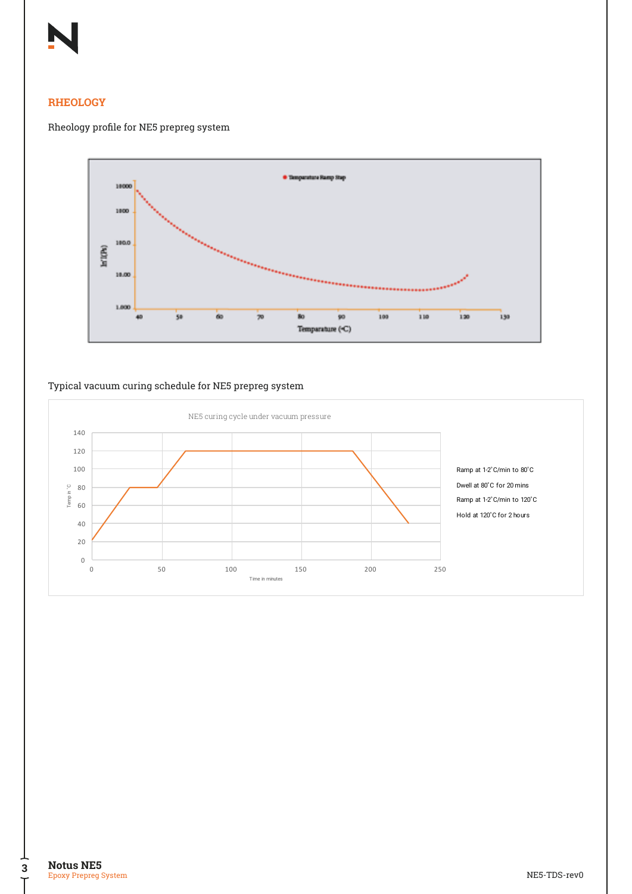## RHEOLOGY

Rheology profile for NE5 prepreg system

Typical vacuum curing schedule for NE5 prepreg system

NE5 curing cycle under vacuum pressure

- Ramp at 1-2˚C/min to 80˚C
- Dwell at 80˚C for 20 mins
- Ramp at 1-2˚C/min to 120˚C
- Hold at 120˚C for 2 hours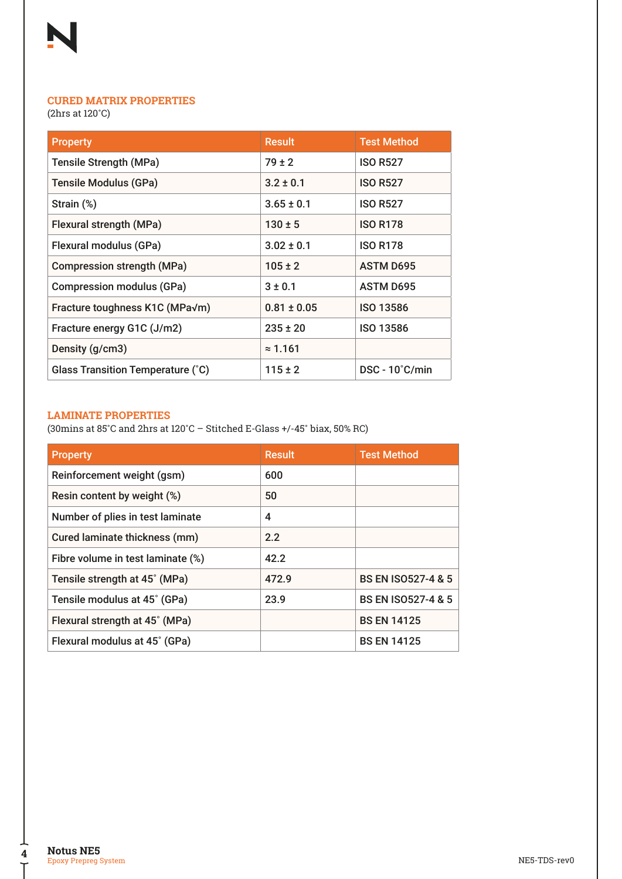## CURED MATRIX PROPERTIES

(2hrs at 120˚C)

| Property | Result | Test Method |
|---|---|---|
| Tensile Strength (MPa) | 79 ± 2 | ISO R527 |
| Tensile Modulus (GPa) | 3.2 ± 0.1 | ISO R527 |
| Strain (%) | 3.65 ± 0.1 | ISO R527 |
| Flexural strength (MPa) | 130 ± 5 | ISO R178 |
| Flexural modulus (GPa) | 3.02 ± 0.1 | ISO R178 |
| Compression strength (MPa) | 105 ± 2 | ASTM D695 |
| Compression modulus (GPa) | 3 ± 0.1 | ASTM D695 |
| Fracture toughness K1C (MPa√m) | 0.81 ± 0.05 | ISO 13586 |
| Fracture energy G1C (J/m2) | 235 ± 20 | ISO 13586 |
| Density (g/cm3) | ≈ 1.161 | |
| Glass Transition Temperature (˚C) | 115 ± 2 | DSC - 10˚C/min |

## LAMINATE PROPERTIES

(30mins at 85˚C and 2hrs at 120˚C – Stitched E-Glass +/-45˚ biax, 50% RC)

| Property | Result | Test Method |
|---|---|---|
| Reinforcement weight (gsm) | 600 | |
| Resin content by weight (%) | 50 | |
| Number of plies in test laminate | 4 | |
| Cured laminate thickness (mm) | 2.2 | |
| Fibre volume in test laminate (%) | 42.2 | |
| Tensile strength at 45˚ (MPa) | 472.9 | BS EN ISO527-4 & 5 |
| Tensile modulus at 45˚ (GPa) | 23.9 | BS EN ISO527-4 & 5 |
| Flexural strength at 45˚ (MPa) | | BS EN 14125 |
| Flexural modulus at 45˚ (GPa) | | BS EN 14125 |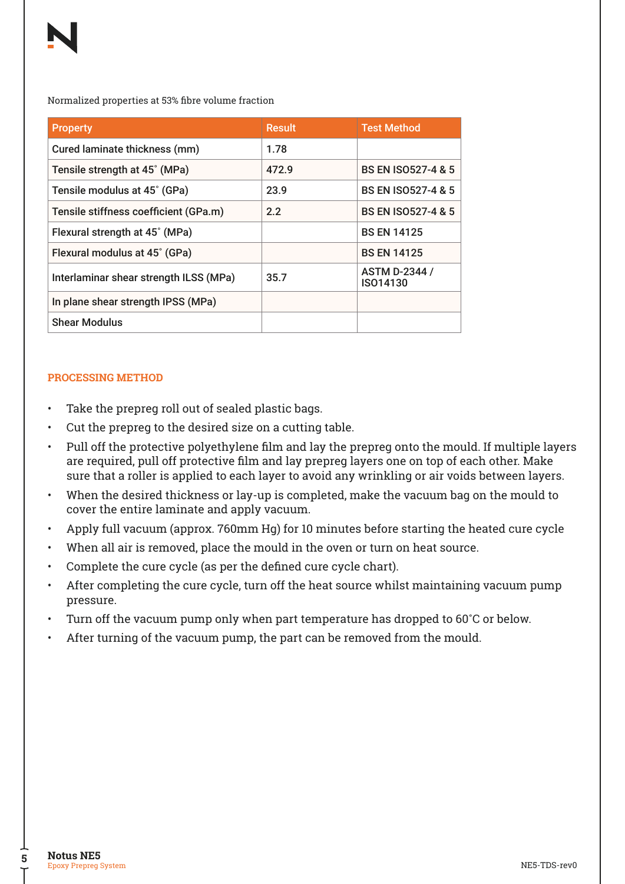Normalized properties at 53% fibre volume fraction

| Property | Result | Test Method |
| --- | --- | --- |
| Cured laminate thickness (mm) | 1.78 | |
| Tensile strength at 45˚ (MPa) | 472.9 | BS EN ISO527-4 & 5 |
| Tensile modulus at 45˚ (GPa) | 23.9 | BS EN ISO527-4 & 5 |
| Tensile stiffness coefficient (GPa.m) | 2.2 | BS EN ISO527-4 & 5 |
| Flexural strength at 45˚ (MPa) | | BS EN 14125 |
| Flexural modulus at 45˚ (GPa) | | BS EN 14125 |
| Interlaminar shear strength ILSS (MPa) | 35.7 | ASTM D-2344 / ISO14130 |
| In plane shear strength IPSS (MPa) | | |
| Shear Modulus | | |

## PROCESSING METHOD

- Take the prepreg roll out of sealed plastic bags.
- Cut the prepreg to the desired size on a cutting table.
- Pull off the protective polyethylene film and lay the prepreg onto the mould. If multiple layers are required, pull off protective film and lay prepreg layers one on top of each other. Make sure that a roller is applied to each layer to avoid any wrinkling or air voids between layers.
- When the desired thickness or lay-up is completed, make the vacuum bag on the mould to cover the entire laminate and apply vacuum.
- Apply full vacuum (approx. 760mm Hg) for 10 minutes before starting the heated cure cycle
- When all air is removed, place the mould in the oven or turn on heat source.
- Complete the cure cycle (as per the defined cure cycle chart).
- After completing the cure cycle, turn off the heat source whilst maintaining vacuum pump pressure.
- Turn off the vacuum pump only when part temperature has dropped to 60˚C or below.
- After turning of the vacuum pump, the part can be removed from the mould.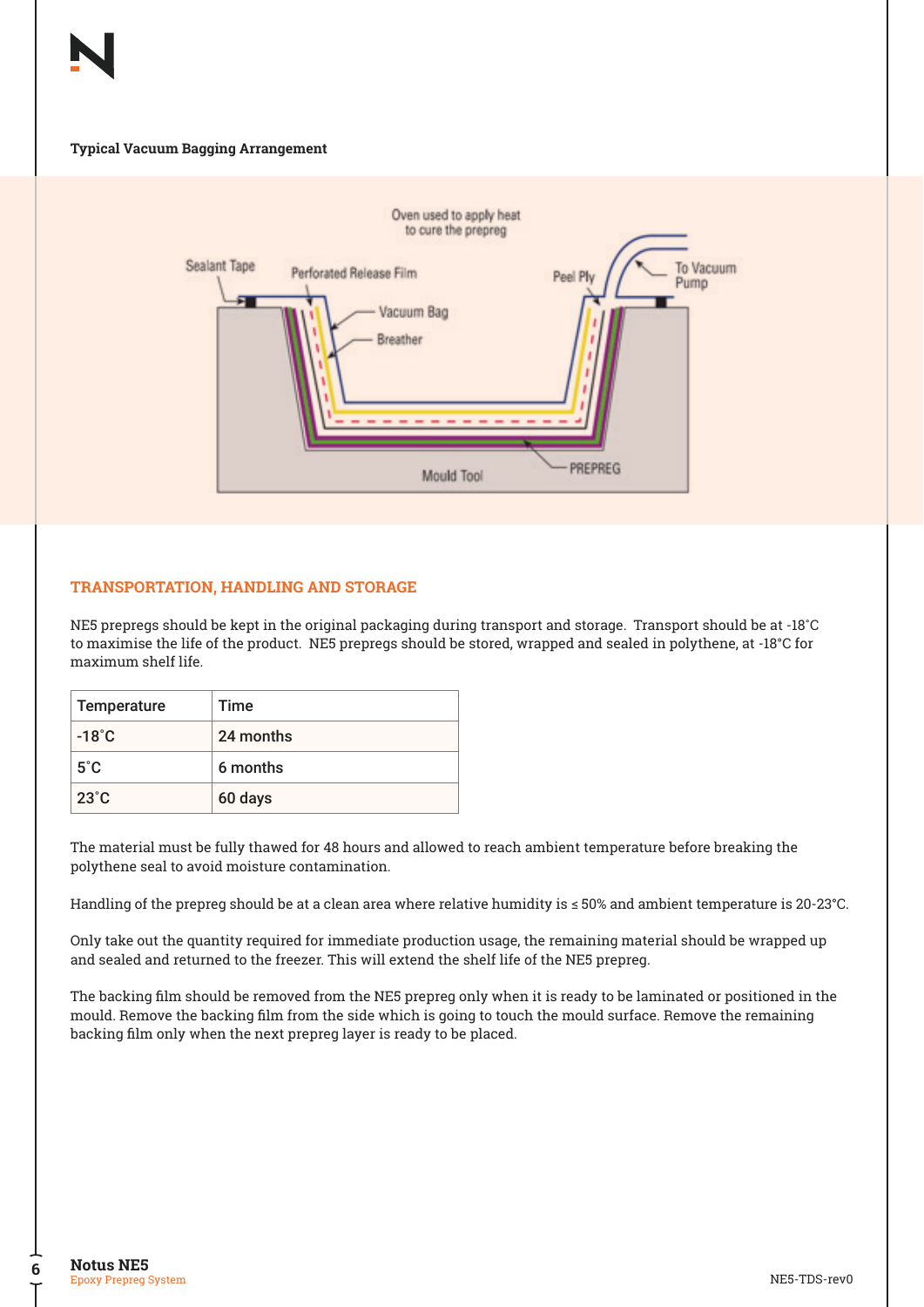**Typical Vacuum Bagging Arrangement**

Oven used to apply heat to cure the prepreg

Sealant Tape, Perforated Release Film, Vacuum Bag, Breather, Peel Ply, To Vacuum Pump, Mould Tool, PREPREG

## TRANSPORTATION, HANDLING AND STORAGE

NE5 prepregs should be kept in the original packaging during transport and storage. Transport should be at -18˚C to maximise the life of the product. NE5 prepregs should be stored, wrapped and sealed in polythene, at -18°C for maximum shelf life.

| Temperature | Time |
|---|---|
| -18˚C | 24 months |
| 5˚C | 6 months |
| 23˚C | 60 days |

The material must be fully thawed for 48 hours and allowed to reach ambient temperature before breaking the polythene seal to avoid moisture contamination.

Handling of the prepreg should be at a clean area where relative humidity is ≤ 50% and ambient temperature is 20-23°C.

Only take out the quantity required for immediate production usage, the remaining material should be wrapped up and sealed and returned to the freezer. This will extend the shelf life of the NE5 prepreg.

The backing film should be removed from the NE5 prepreg only when it is ready to be laminated or positioned in the mould. Remove the backing film from the side which is going to touch the mould surface. Remove the remaining backing film only when the next prepreg layer is ready to be placed.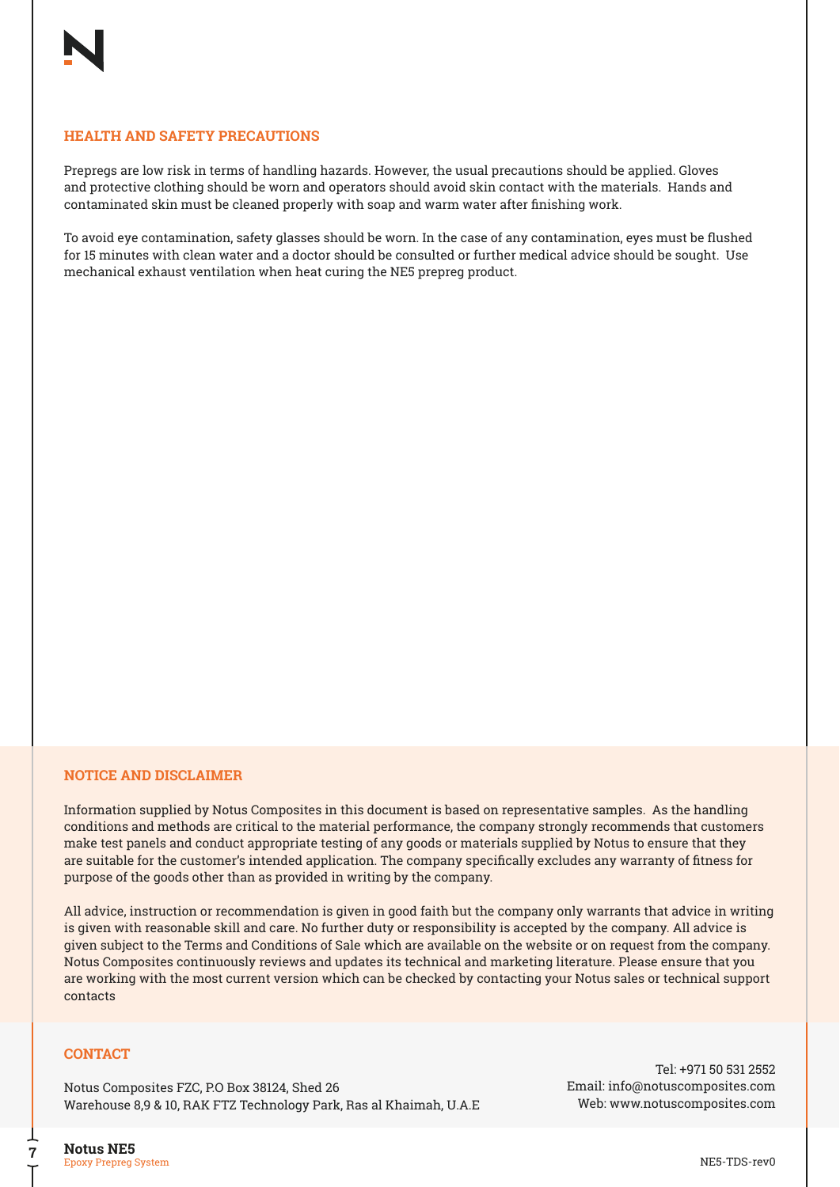## HEALTH AND SAFETY PRECAUTIONS

Prepregs are low risk in terms of handling hazards. However, the usual precautions should be applied. Gloves and protective clothing should be worn and operators should avoid skin contact with the materials. Hands and contaminated skin must be cleaned properly with soap and warm water after finishing work.

To avoid eye contamination, safety glasses should be worn. In the case of any contamination, eyes must be flushed for 15 minutes with clean water and a doctor should be consulted or further medical advice should be sought. Use mechanical exhaust ventilation when heat curing the NE5 prepreg product.

## NOTICE AND DISCLAIMER

Information supplied by Notus Composites in this document is based on representative samples. As the handling conditions and methods are critical to the material performance, the company strongly recommends that customers make test panels and conduct appropriate testing of any goods or materials supplied by Notus to ensure that they are suitable for the customer's intended application. The company specifically excludes any warranty of fitness for purpose of the goods other than as provided in writing by the company.

All advice, instruction or recommendation is given in good faith but the company only warrants that advice in writing is given with reasonable skill and care. No further duty or responsibility is accepted by the company. All advice is given subject to the Terms and Conditions of Sale which are available on the website or on request from the company. Notus Composites continuously reviews and updates its technical and marketing literature. Please ensure that you are working with the most current version which can be checked by contacting your Notus sales or technical support contacts

## CONTACT

Notus Composites FZC, P.O Box 38124, Shed 26
Warehouse 8,9 & 10, RAK FTZ Technology Park, Ras al Khaimah, U.A.E

Tel: +971 50 531 2552
Email: info@notuscomposites.com
Web: www.notuscomposites.com